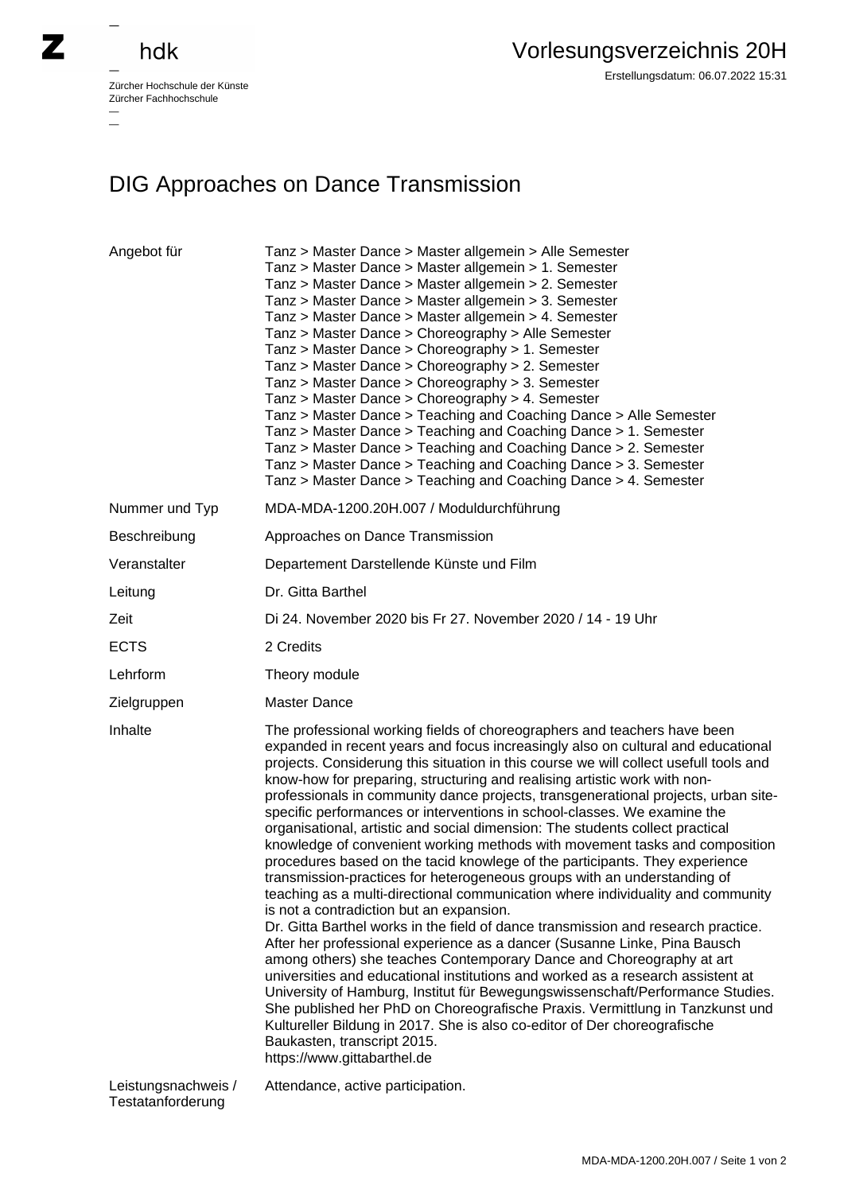zhdk

Zürcher Hochschule der Künste
Zürcher Fachhochschule

# Vorlesungsverzeichnis 20H

Erstellungsdatum: 06.07.2022 15:31

## DIG Approaches on Dance Transmission

| | |
|---|---|
| Angebot für | Tanz > Master Dance > Master allgemein > Alle Semester<br>Tanz > Master Dance > Master allgemein > 1. Semester<br>Tanz > Master Dance > Master allgemein > 2. Semester<br>Tanz > Master Dance > Master allgemein > 3. Semester<br>Tanz > Master Dance > Master allgemein > 4. Semester<br>Tanz > Master Dance > Choreography > Alle Semester<br>Tanz > Master Dance > Choreography > 1. Semester<br>Tanz > Master Dance > Choreography > 2. Semester<br>Tanz > Master Dance > Choreography > 3. Semester<br>Tanz > Master Dance > Choreography > 4. Semester<br>Tanz > Master Dance > Teaching and Coaching Dance > Alle Semester<br>Tanz > Master Dance > Teaching and Coaching Dance > 1. Semester<br>Tanz > Master Dance > Teaching and Coaching Dance > 2. Semester<br>Tanz > Master Dance > Teaching and Coaching Dance > 3. Semester<br>Tanz > Master Dance > Teaching and Coaching Dance > 4. Semester |
| Nummer und Typ | MDA-MDA-1200.20H.007 / Moduldurchführung |
| Beschreibung | Approaches on Dance Transmission |
| Veranstalter | Departement Darstellende Künste und Film |
| Leitung | Dr. Gitta Barthel |
| Zeit | Di 24. November 2020 bis Fr 27. November 2020 / 14 - 19 Uhr |
| ECTS | 2 Credits |
| Lehrform | Theory module |
| Zielgruppen | Master Dance |
| Inhalte | The professional working fields of choreographers and teachers have been expanded in recent years and focus increasingly also on cultural and educational projects. Considerung this situation in this course we will collect usefull tools and know-how for preparing, structuring and realising artistic work with non-professionals in community dance projects, transgenerational projects, urban site-specific performances or interventions in school-classes. We examine the organisational, artistic and social dimension: The students collect practical knowledge of convenient working methods with movement tasks and composition procedures based on the tacid knowlege of the participants. They experience transmission-practices for heterogeneous groups with an understanding of teaching as a multi-directional communication where individuality and community is not a contradiction but an expansion.<br>Dr. Gitta Barthel works in the field of dance transmission and research practice. After her professional experience as a dancer (Susanne Linke, Pina Bausch among others) she teaches Contemporary Dance and Choreography at art universities and educational institutions and worked as a research assistent at University of Hamburg, Institut für Bewegungswissenschaft/Performance Studies. She published her PhD on Choreografische Praxis. Vermittlung in Tanzkunst und Kultureller Bildung in 2017. She is also co-editor of Der choreografische Baukasten, transcript 2015.<br>https://www.gittabarthel.de |
| Leistungsnachweis / Testatanforderung | Attendance, active participation. |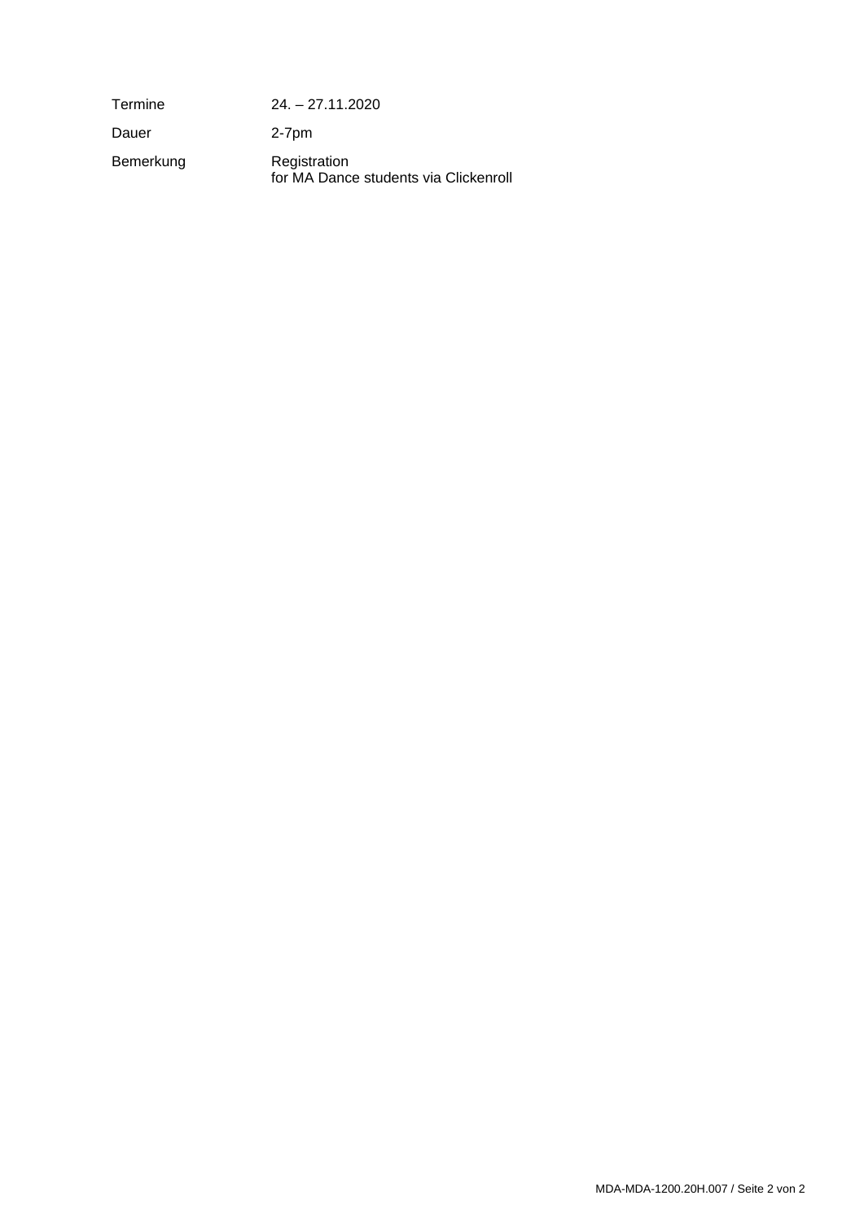| | |
|---|---|
| Termine | 24. – 27.11.2020 |
| Dauer | 2-7pm |
| Bemerkung | Registration<br>for MA Dance students via Clickenroll |